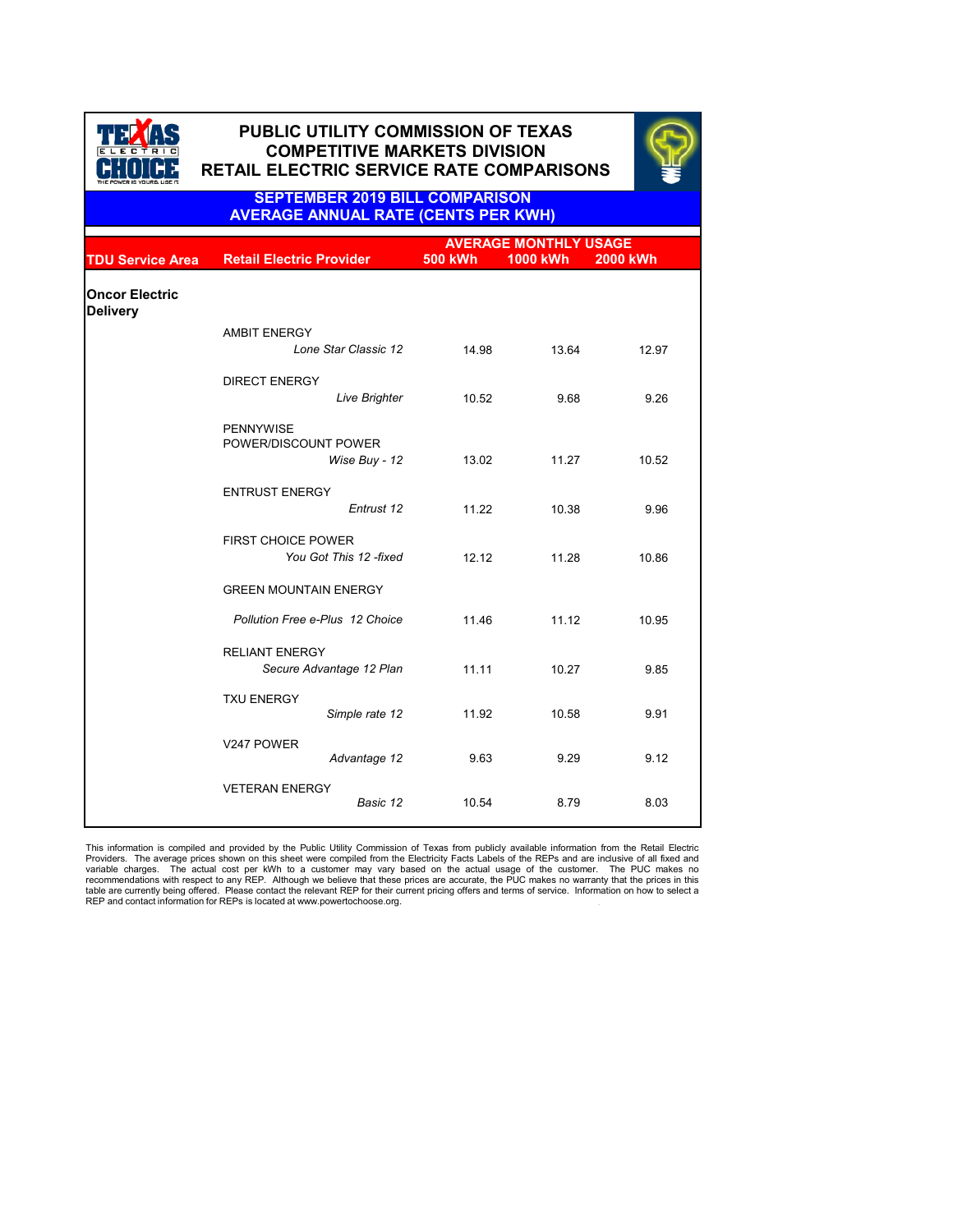# PUBLIC UTILITY COMMISSION OF TEXAS
## COMPETITIVE MARKETS DIVISION
## RETAIL ELECTRIC SERVICE RATE COMPARISONS

### SEPTEMBER 2019 BILL COMPARISON
### AVERAGE ANNUAL RATE (CENTS PER KWH)

| TDU Service Area | Retail Electric Provider | AVERAGE MONTHLY USAGE 500 kWh | 1000 kWh | 2000 kWh |
|---|---|---|---|---|
| **Oncor Electric Delivery** | | | | |
| | AMBIT ENERGY | | | |
| | *Lone Star Classic 12* | 14.98 | 13.64 | 12.97 |
| | DIRECT ENERGY | | | |
| | *Live Brighter* | 10.52 | 9.68 | 9.26 |
| | PENNYWISE POWER/DISCOUNT POWER | | | |
| | *Wise Buy - 12* | 13.02 | 11.27 | 10.52 |
| | ENTRUST ENERGY | | | |
| | *Entrust 12* | 11.22 | 10.38 | 9.96 |
| | FIRST CHOICE POWER | | | |
| | *You Got This 12 -fixed* | 12.12 | 11.28 | 10.86 |
| | GREEN MOUNTAIN ENERGY | | | |
| | *Pollution Free e-Plus 12 Choice* | 11.46 | 11.12 | 10.95 |
| | RELIANT ENERGY | | | |
| | *Secure Advantage 12 Plan* | 11.11 | 10.27 | 9.85 |
| | TXU ENERGY | | | |
| | *Simple rate 12* | 11.92 | 10.58 | 9.91 |
| | V247 POWER | | | |
| | *Advantage 12* | 9.63 | 9.29 | 9.12 |
| | VETERAN ENERGY | | | |
| | *Basic 12* | 10.54 | 8.79 | 8.03 |

This information is compiled and provided by the Public Utility Commission of Texas from publicly available information from the Retail Electric Providers. The average prices shown on this sheet were compiled from the Electricity Facts Labels of the REPs and are inclusive of all fixed and variable charges. The actual cost per kWh to a customer may vary based on the actual usage of the customer. The PUC makes no recommendations with respect to any REP. Although we believe that these prices are accurate, the PUC makes no warranty that the prices in this table are currently being offered. Please contact the relevant REP for their current pricing offers and terms of service. Information on how to select a REP and contact information for REPs is located at www.powertochoose.org.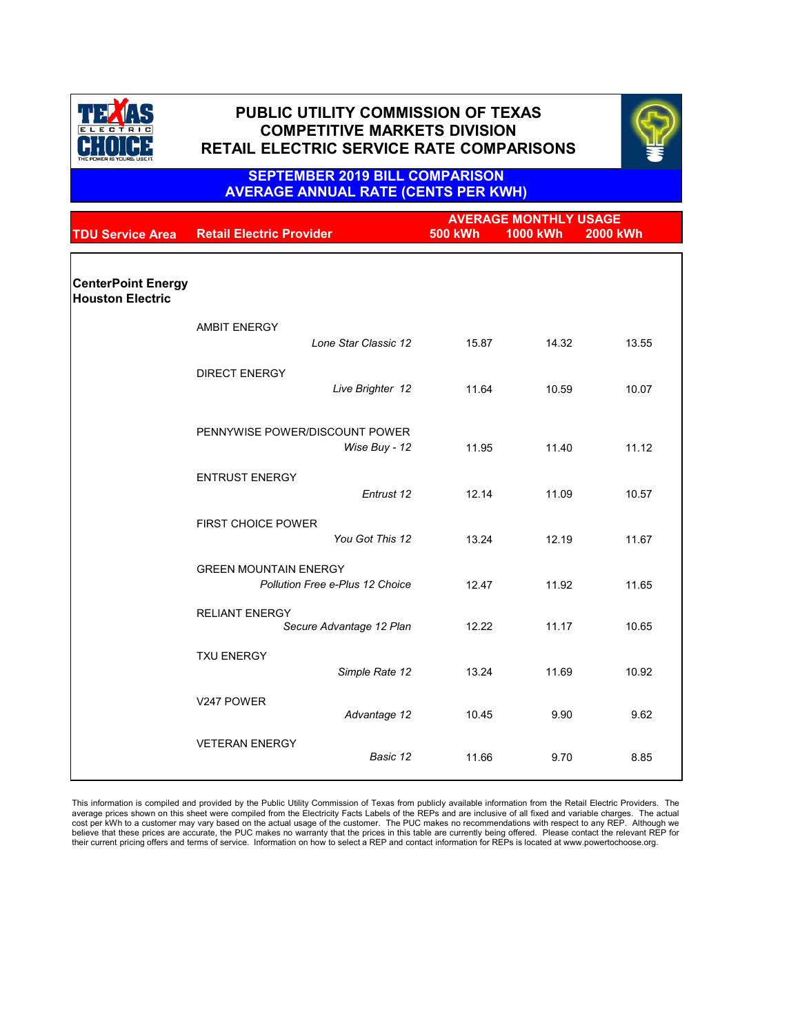# PUBLIC UTILITY COMMISSION OF TEXAS
# COMPETITIVE MARKETS DIVISION
# RETAIL ELECTRIC SERVICE RATE COMPARISONS

## SEPTEMBER 2019 BILL COMPARISON
## AVERAGE ANNUAL RATE (CENTS PER KWH)

| TDU Service Area | Retail Electric Provider | | AVERAGE MONTHLY USAGE 500 kWh | 1000 kWh | 2000 kWh |
|---|---|---|---|---|---|
| **CenterPoint Energy Houston Electric** | | | | | |
| | AMBIT ENERGY | *Lone Star Classic 12* | 15.87 | 14.32 | 13.55 |
| | DIRECT ENERGY | *Live Brighter 12* | 11.64 | 10.59 | 10.07 |
| | PENNYWISE POWER/DISCOUNT POWER | *Wise Buy - 12* | 11.95 | 11.40 | 11.12 |
| | ENTRUST ENERGY | *Entrust 12* | 12.14 | 11.09 | 10.57 |
| | FIRST CHOICE POWER | *You Got This 12* | 13.24 | 12.19 | 11.67 |
| | GREEN MOUNTAIN ENERGY | *Pollution Free e-Plus 12 Choice* | 12.47 | 11.92 | 11.65 |
| | RELIANT ENERGY | *Secure Advantage 12 Plan* | 12.22 | 11.17 | 10.65 |
| | TXU ENERGY | *Simple Rate 12* | 13.24 | 11.69 | 10.92 |
| | V247 POWER | *Advantage 12* | 10.45 | 9.90 | 9.62 |
| | VETERAN ENERGY | *Basic 12* | 11.66 | 9.70 | 8.85 |

This information is compiled and provided by the Public Utility Commission of Texas from publicly available information from the Retail Electric Providers. The average prices shown on this sheet were compiled from the Electricity Facts Labels of the REPs and are inclusive of all fixed and variable charges. The actual cost per kWh to a customer may vary based on the actual usage of the customer. The PUC makes no recommendations with respect to any REP. Although we believe that these prices are accurate, the PUC makes no warranty that the prices in this table are currently being offered. Please contact the relevant REP for their current pricing offers and terms of service. Information on how to select a REP and contact information for REPs is located at www.powertochoose.org.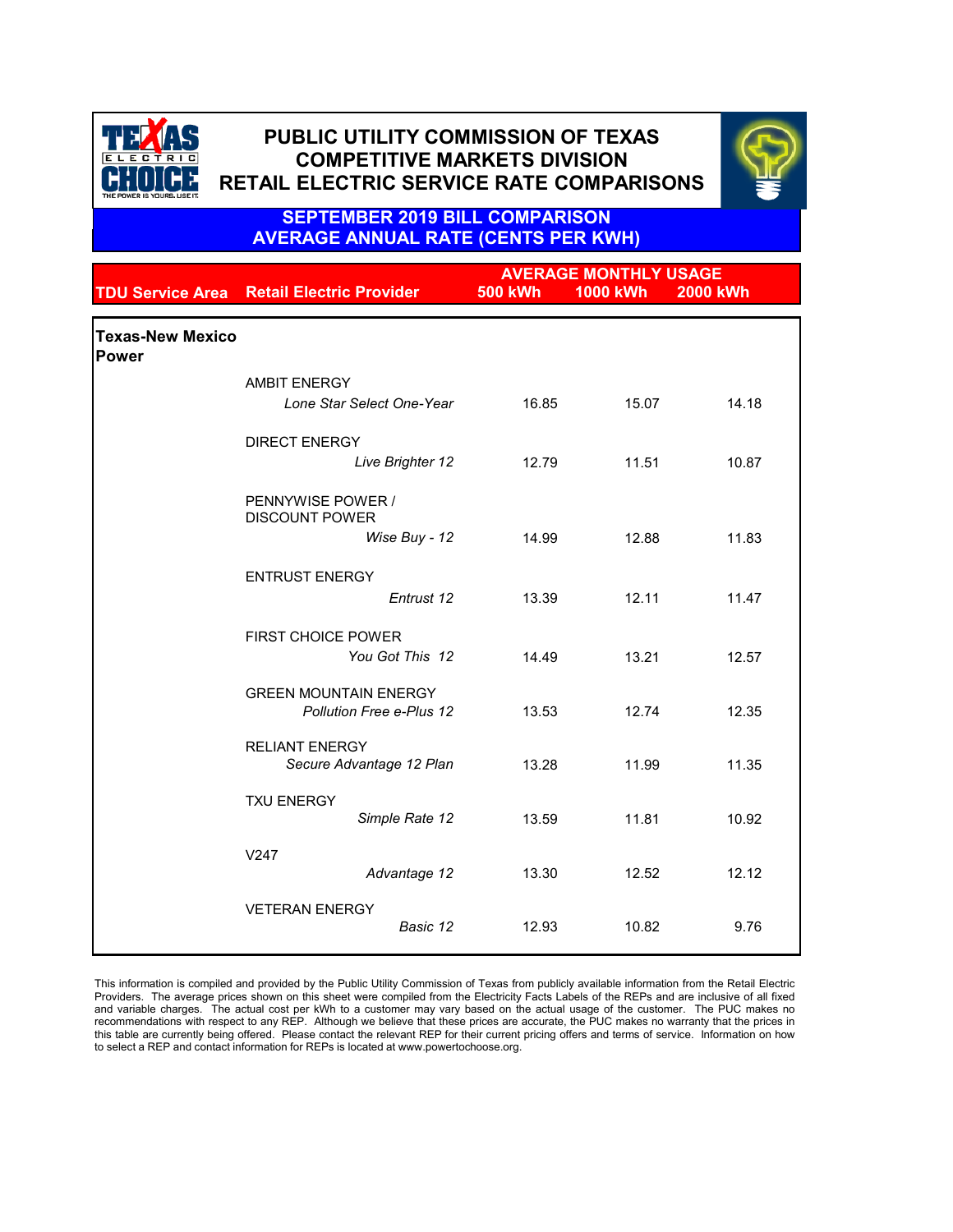# PUBLIC UTILITY COMMISSION OF TEXAS
## COMPETITIVE MARKETS DIVISION
## RETAIL ELECTRIC SERVICE RATE COMPARISONS

**SEPTEMBER 2019 BILL COMPARISON**
**AVERAGE ANNUAL RATE (CENTS PER KWH)**

| TDU Service Area | Retail Electric Provider | AVERAGE MONTHLY USAGE 500 kWh | 1000 kWh | 2000 kWh |
|---|---|---|---|---|
| **Texas-New Mexico Power** | | | | |
| | AMBIT ENERGY | | | |
| | *Lone Star Select One-Year* | 16.85 | 15.07 | 14.18 |
| | DIRECT ENERGY | | | |
| | *Live Brighter 12* | 12.79 | 11.51 | 10.87 |
| | PENNYWISE POWER / DISCOUNT POWER | | | |
| | *Wise Buy - 12* | 14.99 | 12.88 | 11.83 |
| | ENTRUST ENERGY | | | |
| | *Entrust 12* | 13.39 | 12.11 | 11.47 |
| | FIRST CHOICE POWER | | | |
| | *You Got This 12* | 14.49 | 13.21 | 12.57 |
| | GREEN MOUNTAIN ENERGY | | | |
| | *Pollution Free e-Plus 12* | 13.53 | 12.74 | 12.35 |
| | RELIANT ENERGY | | | |
| | *Secure Advantage 12 Plan* | 13.28 | 11.99 | 11.35 |
| | TXU ENERGY | | | |
| | *Simple Rate 12* | 13.59 | 11.81 | 10.92 |
| | V247 | | | |
| | *Advantage 12* | 13.30 | 12.52 | 12.12 |
| | VETERAN ENERGY | | | |
| | *Basic 12* | 12.93 | 10.82 | 9.76 |

This information is compiled and provided by the Public Utility Commission of Texas from publicly available information from the Retail Electric Providers. The average prices shown on this sheet were compiled from the Electricity Facts Labels of the REPs and are inclusive of all fixed and variable charges. The actual cost per kWh to a customer may vary based on the actual usage of the customer. The PUC makes no recommendations with respect to any REP. Although we believe that these prices are accurate, the PUC makes no warranty that the prices in this table are currently being offered. Please contact the relevant REP for their current pricing offers and terms of service. Information on how to select a REP and contact information for REPs is located at www.powertochoose.org.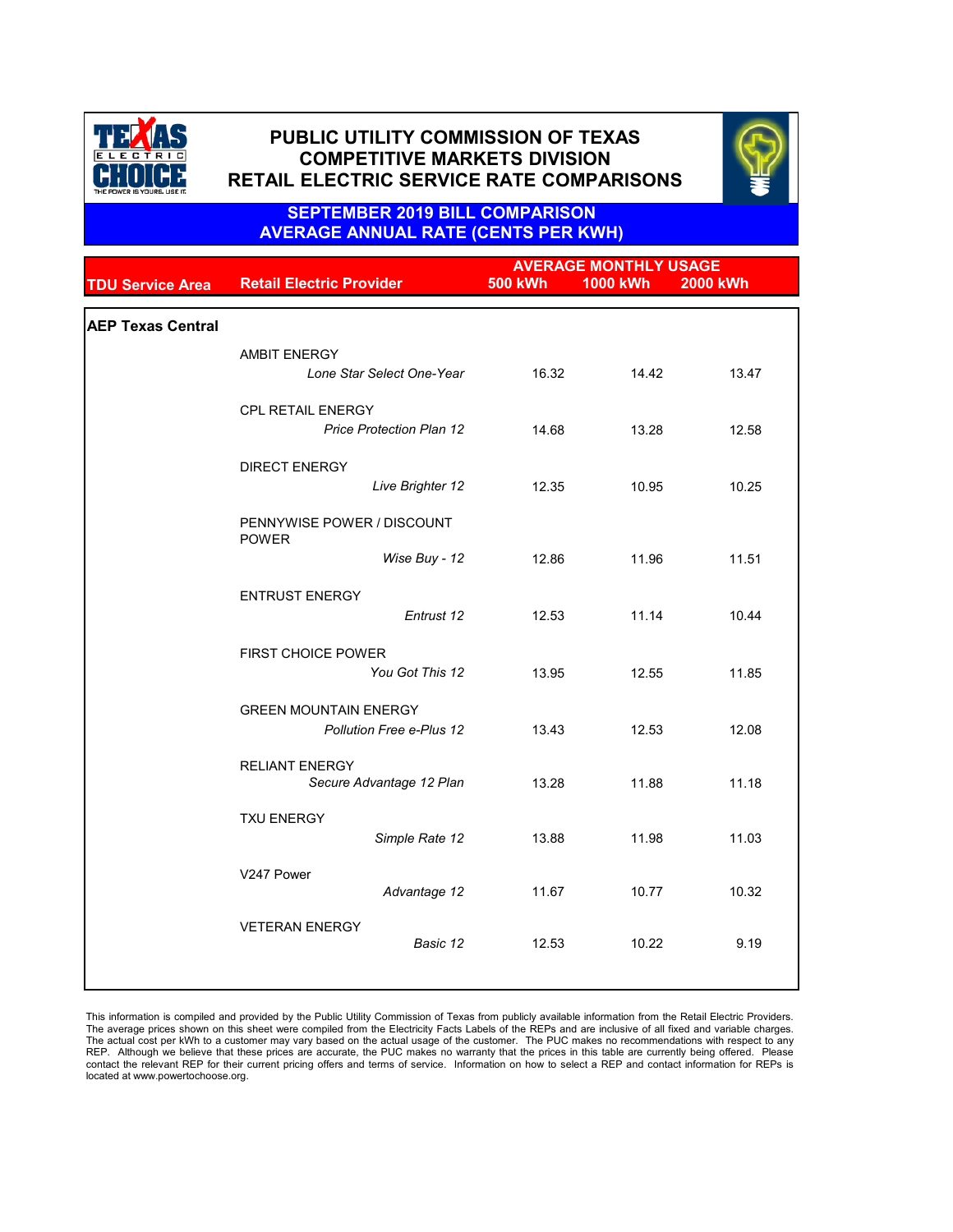# PUBLIC UTILITY COMMISSION OF TEXAS
## COMPETITIVE MARKETS DIVISION
## RETAIL ELECTRIC SERVICE RATE COMPARISONS

### SEPTEMBER 2019 BILL COMPARISON
### AVERAGE ANNUAL RATE (CENTS PER KWH)

| TDU Service Area | Retail Electric Provider | AVERAGE MONTHLY USAGE 500 kWh | 1000 kWh | 2000 kWh |
|---|---|---|---|---|
| **AEP Texas Central** | | | | |
| | AMBIT ENERGY | | | |
| | *Lone Star Select One-Year* | 16.32 | 14.42 | 13.47 |
| | CPL RETAIL ENERGY | | | |
| | *Price Protection Plan 12* | 14.68 | 13.28 | 12.58 |
| | DIRECT ENERGY | | | |
| | *Live Brighter 12* | 12.35 | 10.95 | 10.25 |
| | PENNYWISE POWER / DISCOUNT POWER | | | |
| | *Wise Buy - 12* | 12.86 | 11.96 | 11.51 |
| | ENTRUST ENERGY | | | |
| | *Entrust 12* | 12.53 | 11.14 | 10.44 |
| | FIRST CHOICE POWER | | | |
| | *You Got This 12* | 13.95 | 12.55 | 11.85 |
| | GREEN MOUNTAIN ENERGY | | | |
| | *Pollution Free e-Plus 12* | 13.43 | 12.53 | 12.08 |
| | RELIANT ENERGY | | | |
| | *Secure Advantage 12 Plan* | 13.28 | 11.88 | 11.18 |
| | TXU ENERGY | | | |
| | *Simple Rate 12* | 13.88 | 11.98 | 11.03 |
| | V247 Power | | | |
| | *Advantage 12* | 11.67 | 10.77 | 10.32 |
| | VETERAN ENERGY | | | |
| | *Basic 12* | 12.53 | 10.22 | 9.19 |

This information is compiled and provided by the Public Utility Commission of Texas from publicly available information from the Retail Electric Providers. The average prices shown on this sheet were compiled from the Electricity Facts Labels of the REPs and are inclusive of all fixed and variable charges. The actual cost per kWh to a customer may vary based on the actual usage of the customer. The PUC makes no recommendations with respect to any REP. Although we believe that these prices are accurate, the PUC makes no warranty that the prices in this table are currently being offered. Please contact the relevant REP for their current pricing offers and terms of service. Information on how to select a REP and contact information for REPs is located at www.powertochoose.org.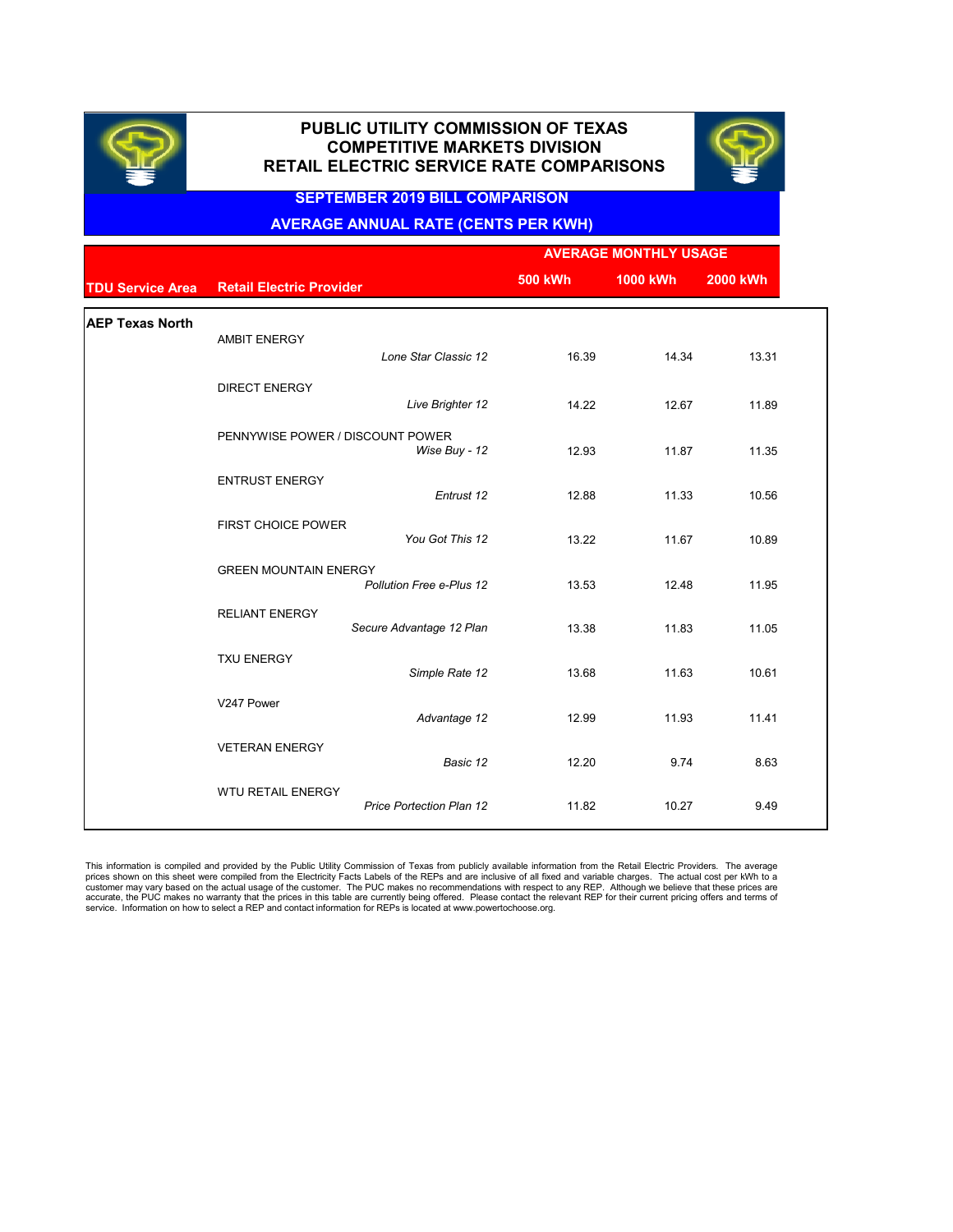# PUBLIC UTILITY COMMISSION OF TEXAS
## COMPETITIVE MARKETS DIVISION
## RETAIL ELECTRIC SERVICE RATE COMPARISONS

**SEPTEMBER 2019 BILL COMPARISON**

**AVERAGE ANNUAL RATE (CENTS PER KWH)**

| TDU Service Area | Retail Electric Provider | | AVERAGE MONTHLY USAGE 500 kWh | 1000 kWh | 2000 kWh |
|---|---|---|---|---|---|
| **AEP Texas North** | | | | | |
| | AMBIT ENERGY | *Lone Star Classic 12* | 16.39 | 14.34 | 13.31 |
| | DIRECT ENERGY | *Live Brighter 12* | 14.22 | 12.67 | 11.89 |
| | PENNYWISE POWER / DISCOUNT POWER | *Wise Buy - 12* | 12.93 | 11.87 | 11.35 |
| | ENTRUST ENERGY | *Entrust 12* | 12.88 | 11.33 | 10.56 |
| | FIRST CHOICE POWER | *You Got This 12* | 13.22 | 11.67 | 10.89 |
| | GREEN MOUNTAIN ENERGY | *Pollution Free e-Plus 12* | 13.53 | 12.48 | 11.95 |
| | RELIANT ENERGY | *Secure Advantage 12 Plan* | 13.38 | 11.83 | 11.05 |
| | TXU ENERGY | *Simple Rate 12* | 13.68 | 11.63 | 10.61 |
| | V247 Power | *Advantage 12* | 12.99 | 11.93 | 11.41 |
| | VETERAN ENERGY | *Basic 12* | 12.20 | 9.74 | 8.63 |
| | WTU RETAIL ENERGY | *Price Portection Plan 12* | 11.82 | 10.27 | 9.49 |

This information is compiled and provided by the Public Utility Commission of Texas from publicly available information from the Retail Electric Providers. The average prices shown on this sheet were compiled from the Electricity Facts Labels of the REPs and are inclusive of all fixed and variable charges. The actual cost per kWh to a customer may vary based on the actual usage of the customer. The PUC makes no recommendations with respect to any REP. Although we believe that these prices are accurate, the PUC makes no warranty that the prices in this table are currently being offered. Please contact the relevant REP for their current pricing offers and terms of service. Information on how to select a REP and contact information for REPs is located at www.powertochoose.org.